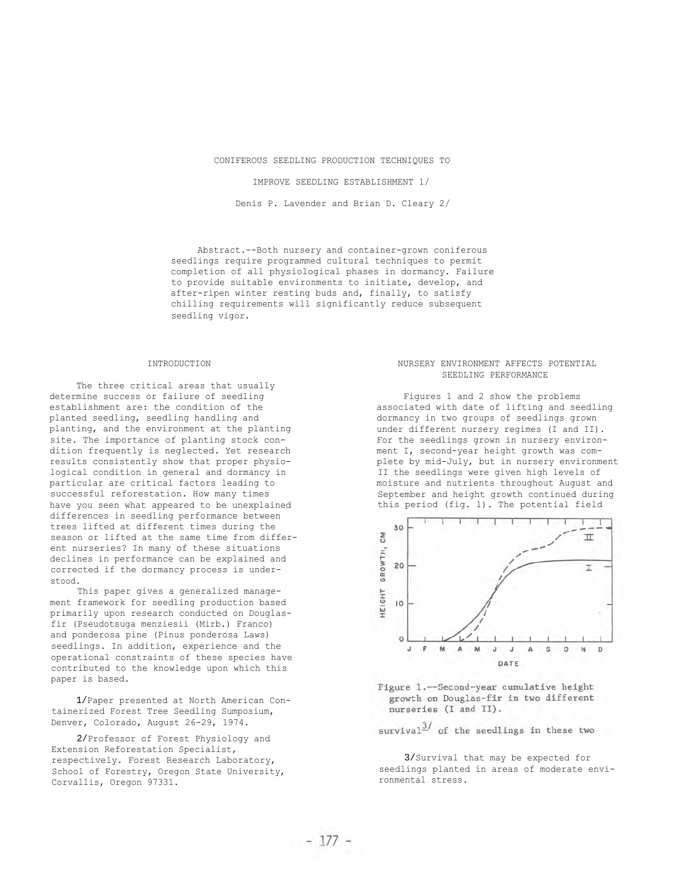# CONIFEROUS SEEDLING PRODUCTION TECHNIQUES TO IMPROVE SEEDLING ESTABLISHMENT [1]

Denis P. Lavender and Brian D. Cleary [2]

Abstract.--Both nursery and container-grown coniferous seedlings require programmed cultural techniques to permit completion of all physiological phases in dormancy. Failure to provide suitable environments to initiate, develop, and after-ripen winter resting buds and, finally, to satisfy chilling requirements will significantly reduce subsequent seedling vigor.

## INTRODUCTION

The three critical areas that usually determine success or failure of seedling establishment are: the condition of the planted seedling, seedling handling and planting, and the environment at the planting site. The importance of planting stock condition frequently is neglected. Yet research results consistently show that proper physiological condition in general and dormancy in particular are critical factors leading to successful reforestation. How many times have you seen what appeared to be unexplained differences in seedling performance between trees lifted at different times during the season or lifted at the same time from different nurseries? In many of these situations declines in performance can be explained and corrected if the dormancy process is understood.

This paper gives a generalized management framework for seedling production based primarily upon research conducted on Douglas-fir (Pseudotsuga menziesii (Mirb.) Franco) and ponderosa pine (Pinus ponderosa Laws) seedlings. In addition, experience and the operational constraints of these species have contributed to the knowledge upon which this paper is based.

[1] Paper presented at North American Containerized Forest Tree Seedling Sumposium, Denver, Colorado, August 26-29, 1974.

[2] Professor of Forest Physiology and Extension Reforestation Specialist, respectively. Forest Research Laboratory, School of Forestry, Oregon State University, Corvallis, Oregon 97331.

## NURSERY ENVIRONMENT AFFECTS POTENTIAL SEEDLING PERFORMANCE

Figures 1 and 2 show the problems associated with date of lifting and seedling dormancy in two groups of seedlings grown under different nursery regimes (I and II). For the seedlings grown in nursery environment I, second-year height growth was complete by mid-July, but in nursery environment II the seedlings were given high levels of moisture and nutrients throughout August and September and height growth continued during this period (fig. 1). The potential field survival[3] of the seedlings in these two

Figure 1.--Second-year cumulative height growth on Douglas-fir in two different nurseries (I and II).

[3] Survival that may be expected for seedlings planted in areas of moderate environmental stress.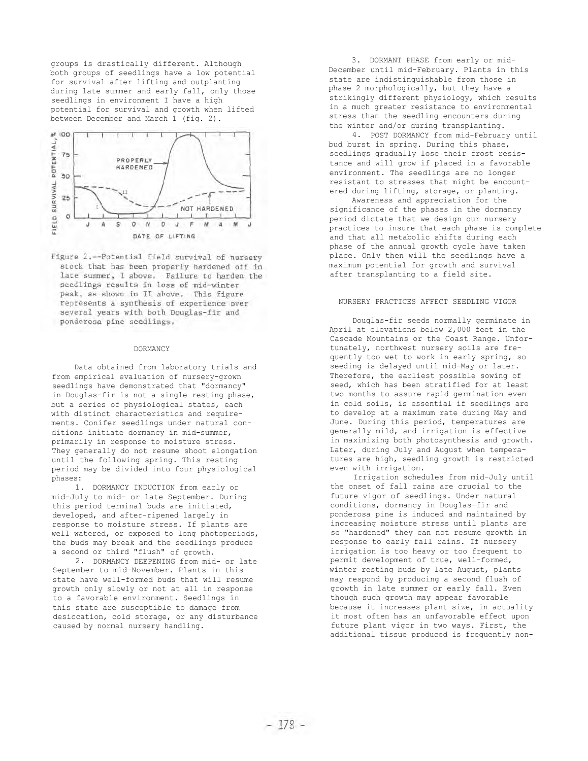groups is drastically different. Although both groups of seedlings have a low potential for survival after lifting and outplanting during late summer and early fall, only those seedlings in environment I have a high potential for survival and growth when lifted between December and March 1 (fig. 2).

Figure 2.--Potential field survival of nursery stock that has been properly hardened off in late summer, I above. Failure to harden the seedlings results in loss of mid-winter peak, as shown in II above. This figure represents a synthesis of experience over several years with both Douglas-fir and ponderosa pine seedlings.

## DORMANCY

Data obtained from laboratory trials and from empirical evaluation of nursery-grown seedlings have demonstrated that "dormancy" in Douglas-fir is not a single resting phase, but a series of physiological states, each with distinct characteristics and requirements. Conifer seedlings under natural conditions initiate dormancy in mid-summer, primarily in response to moisture stress. They generally do not resume shoot elongation until the following spring. This resting period may be divided into four physiological phases:

1. DORMANCY INDUCTION from early or mid-July to mid- or late September. During this period terminal buds are initiated, developed, and after-ripened largely in response to moisture stress. If plants are well watered, or exposed to long photoperiods, the buds may break and the seedlings produce a second or third "flush" of growth.

2. DORMANCY DEEPENING from mid- or late September to mid-November. Plants in this state have well-formed buds that will resume growth only slowly or not at all in response to a favorable environment. Seedlings in this state are susceptible to damage from desiccation, cold storage, or any disturbance caused by normal nursery handling.

3. DORMANT PHASE from early or mid-December until mid-February. Plants in this state are indistinguishable from those in phase 2 morphologically, but they have a strikingly different physiology, which results in a much greater resistance to environmental stress than the seedling encounters during the winter and/or during transplanting.

4. POST DORMANCY from mid-February until bud burst in spring. During this phase, seedlings gradually lose their frost resistance and will grow if placed in a favorable environment. The seedlings are no longer resistant to stresses that might be encountered during lifting, storage, or planting.

Awareness and appreciation for the significance of the phases in the dormancy period dictate that we design our nursery practices to insure that each phase is complete and that all metabolic shifts during each phase of the annual growth cycle have taken place. Only then will the seedlings have a maximum potential for growth and survival after transplanting to a field site.

## NURSERY PRACTICES AFFECT SEEDLING VIGOR

Douglas-fir seeds normally germinate in April at elevations below 2,000 feet in the Cascade Mountains or the Coast Range. Unfortunately, northwest nursery soils are frequently too wet to work in early spring, so seeding is delayed until mid-May or later. Therefore, the earliest possible sowing of seed, which has been stratified for at least two months to assure rapid germination even in cold soils, is essential if seedlings are to develop at a maximum rate during May and June. During this period, temperatures are generally mild, and irrigation is effective in maximizing both photosynthesis and growth. Later, during July and August when temperatures are high, seedling growth is restricted even with irrigation.

Irrigation schedules from mid-July until the onset of fall rains are crucial to the future vigor of seedlings. Under natural conditions, dormancy in Douglas-fir and ponderosa pine is induced and maintained by increasing moisture stress until plants are so "hardened" they can not resume growth in response to early fall rains. If nursery irrigation is too heavy or too frequent to permit development of true, well-formed, winter resting buds by late August, plants may respond by producing a second flush of growth in late summer or early fall. Even though such growth may appear favorable because it increases plant size, in actuality it most often has an unfavorable effect upon future plant vigor in two ways. First, the additional tissue produced is frequently non-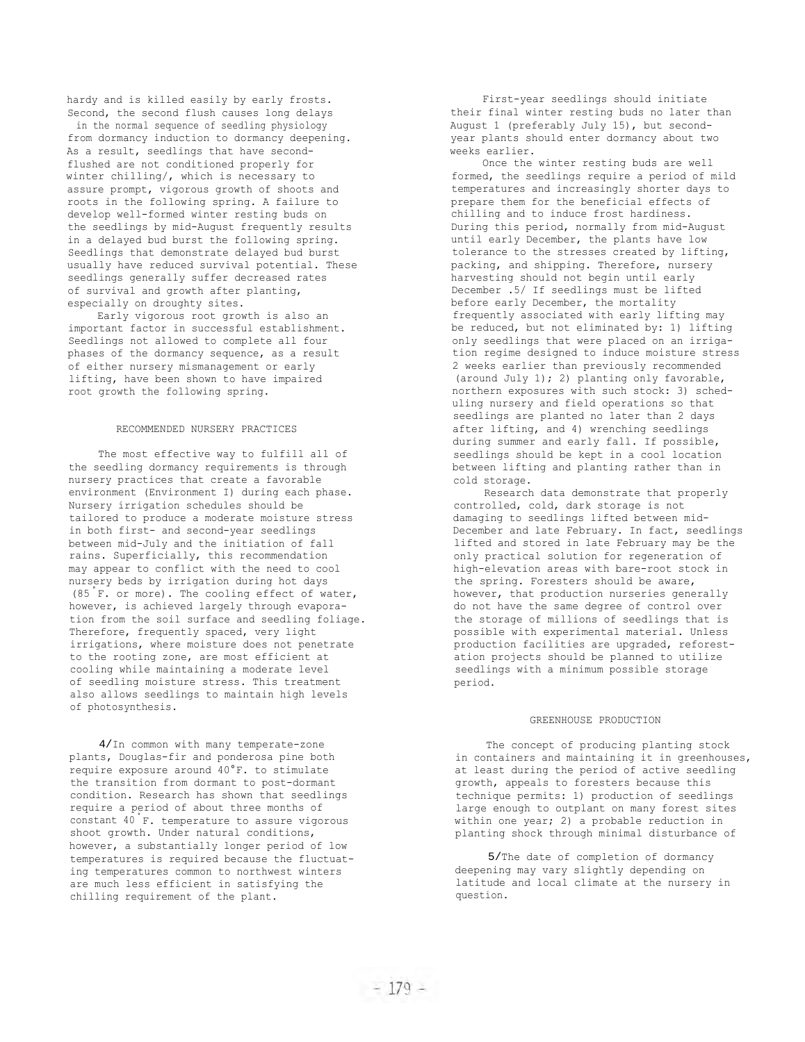hardy and is killed easily by early frosts. Second, the second flush causes long delays in the normal sequence of seedling physiology from dormancy induction to dormancy deepening. As a result, seedlings that have second-flushed are not conditioned properly for winter chilling/, which is necessary to assure prompt, vigorous growth of shoots and roots in the following spring. A failure to develop well-formed winter resting buds on the seedlings by mid-August frequently results in a delayed bud burst the following spring. Seedlings that demonstrate delayed bud burst usually have reduced survival potential. These seedlings generally suffer decreased rates of survival and growth after planting, especially on droughty sites.

Early vigorous root growth is also an important factor in successful establishment. Seedlings not allowed to complete all four phases of the dormancy sequence, as a result of either nursery mismanagement or early lifting, have been shown to have impaired root growth the following spring.

## RECOMMENDED NURSERY PRACTICES

The most effective way to fulfill all of the seedling dormancy requirements is through nursery practices that create a favorable environment (Environment I) during each phase. Nursery irrigation schedules should be tailored to produce a moderate moisture stress in both first- and second-year seedlings between mid-July and the initiation of fall rains. Superficially, this recommendation may appear to conflict with the need to cool nursery beds by irrigation during hot days (85°F. or more). The cooling effect of water, however, is achieved largely through evaporation from the soil surface and seedling foliage. Therefore, frequently spaced, very light irrigations, where moisture does not penetrate to the rooting zone, are most efficient at cooling while maintaining a moderate level of seedling moisture stress. This treatment also allows seedlings to maintain high levels of photosynthesis.

First-year seedlings should initiate their final winter resting buds no later than August 1 (preferably July 15), but second-year plants should enter dormancy about two weeks earlier.

Once the winter resting buds are well formed, the seedlings require a period of mild temperatures and increasingly shorter days to prepare them for the beneficial effects of chilling and to induce frost hardiness. During this period, normally from mid-August until early December, the plants have low tolerance to the stresses created by lifting, packing, and shipping. Therefore, nursery harvesting should not begin until early December .5/ If seedlings must be lifted before early December, the mortality frequently associated with early lifting may be reduced, but not eliminated by: 1) lifting only seedlings that were placed on an irrigation regime designed to induce moisture stress 2 weeks earlier than previously recommended (around July 1); 2) planting only favorable, northern exposures with such stock: 3) scheduling nursery and field operations so that seedlings are planted no later than 2 days after lifting, and 4) wrenching seedlings during summer and early fall. If possible, seedlings should be kept in a cool location between lifting and planting rather than in cold storage.

Research data demonstrate that properly controlled, cold, dark storage is not damaging to seedlings lifted between mid-December and late February. In fact, seedlings lifted and stored in late February may be the only practical solution for regeneration of high-elevation areas with bare-root stock in the spring. Foresters should be aware, however, that production nurseries generally do not have the same degree of control over the storage of millions of seedlings that is possible with experimental material. Unless production facilities are upgraded, reforestation projects should be planned to utilize seedlings with a minimum possible storage period.

## GREENHOUSE PRODUCTION

The concept of producing planting stock in containers and maintaining it in greenhouses, at least during the period of active seedling growth, appeals to foresters because this technique permits: 1) production of seedlings large enough to outplant on many forest sites within one year; 2) a probable reduction in planting shock through minimal disturbance of

4/In common with many temperate-zone plants, Douglas-fir and ponderosa pine both require exposure around 40°F. to stimulate the transition from dormant to post-dormant condition. Research has shown that seedlings require a period of about three months of constant 40°F. temperature to assure vigorous shoot growth. Under natural conditions, however, a substantially longer period of low temperatures is required because the fluctuating temperatures common to northwest winters are much less efficient in satisfying the chilling requirement of the plant.

5/The date of completion of dormancy deepening may vary slightly depending on latitude and local climate at the nursery in question.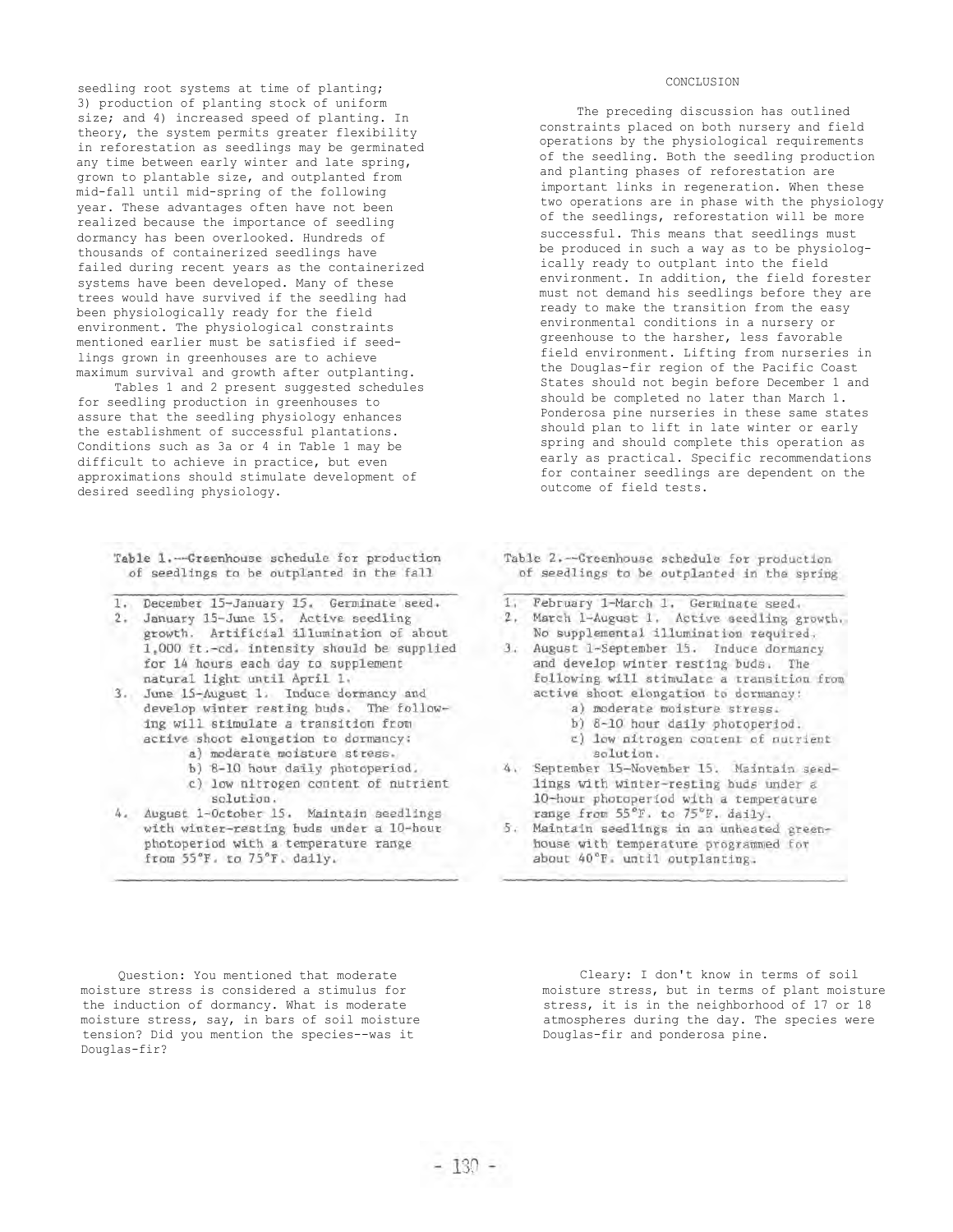seedling root systems at time of planting; 3) production of planting stock of uniform size; and 4) increased speed of planting. In theory, the system permits greater flexibility in reforestation as seedlings may be germinated any time between early winter and late spring, grown to plantable size, and outplanted from mid-fall until mid-spring of the following year. These advantages often have not been realized because the importance of seedling dormancy has been overlooked. Hundreds of thousands of containerized seedlings have failed during recent years as the containerized systems have been developed. Many of these trees would have survived if the seedling had been physiologically ready for the field environment. The physiological constraints mentioned earlier must be satisfied if seedlings grown in greenhouses are to achieve maximum survival and growth after outplanting.

Tables 1 and 2 present suggested schedules for seedling production in greenhouses to assure that the seedling physiology enhances the establishment of successful plantations. Conditions such as 3a or 4 in Table 1 may be difficult to achieve in practice, but even approximations should stimulate development of desired seedling physiology.

## CONCLUSION

The preceding discussion has outlined constraints placed on both nursery and field operations by the physiological requirements of the seedling. Both the seedling production and planting phases of reforestation are important links in regeneration. When these two operations are in phase with the physiology of the seedlings, reforestation will be more successful. This means that seedlings must be produced in such a way as to be physiologically ready to outplant into the field environment. In addition, the field forester must not demand his seedlings before they are ready to make the transition from the easy environmental conditions in a nursery or greenhouse to the harsher, less favorable field environment. Lifting from nurseries in the Douglas-fir region of the Pacific Coast States should not begin before December 1 and should be completed no later than March 1. Ponderosa pine nurseries in these same states should plan to lift in late winter or early spring and should complete this operation as early as practical. Specific recommendations for container seedlings are dependent on the outcome of field tests.

Table 1.--Greenhouse schedule for production of seedlings to be outplanted in the fall

1. December 15-January 15. Germinate seed.
2. January 15-June 15. Active seedling growth. Artificial illumination of about 1,000 ft.-cd. intensity should be supplied for 14 hours each day to supplement natural light until April 1.
3. June 15-August 1. Induce dormancy and develop winter resting buds. The following will stimulate a transition from active shoot elongation to dormancy:
   - a) moderate moisture stress.
   - b) 8-10 hour daily photoperiod.
   - c) low nitrogen content of nutrient solution.
4. August 1-October 15. Maintain seedlings with winter-resting buds under a 10-hour photoperiod with a temperature range from 55°F. to 75°F. daily.

Table 2.--Greenhouse schedule for production of seedlings to be outplanted in the spring

1. February 1-March 1. Germinate seed.
2. March 1-August 1. Active seedling growth. No supplemental illumination required.
3. August 1-September 15. Induce dormancy and develop winter resting buds. The following will stimulate a transition from active shoot elongation to dormancy:
   - a) moderate moisture stress.
   - b) 8-10 hour daily photoperiod.
   - c) low nitrogen content of nutrient solution.
4. September 15-November 15. Maintain seedlings with winter-resting buds under a 10-hour photoperiod with a temperature range from 55°F. to 75°F. daily.
5. Maintain seedlings in an unheated greenhouse with temperature programmed for about 40°F. until outplanting.

Question: You mentioned that moderate moisture stress is considered a stimulus for the induction of dormancy. What is moderate moisture stress, say, in bars of soil moisture tension? Did you mention the species--was it Douglas-fir?

Cleary: I don't know in terms of soil moisture stress, but in terms of plant moisture stress, it is in the neighborhood of 17 or 18 atmospheres during the day. The species were Douglas-fir and ponderosa pine.